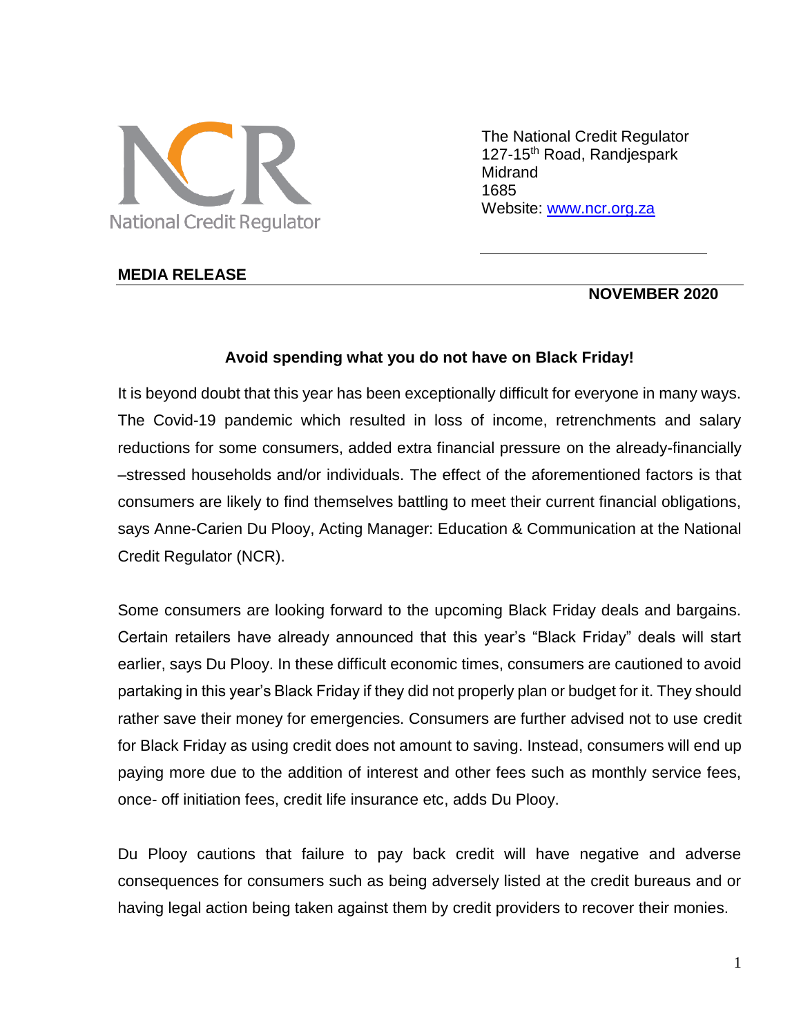National Credit Regulator

The National Credit Regulator
127-15th Road, Randjespark
Midrand
1685
Website: [www.ncr.org.za](http://www.ncr.org.za)

**MEDIA RELEASE**

**NOVEMBER 2020**

## Avoid spending what you do not have on Black Friday!

It is beyond doubt that this year has been exceptionally difficult for everyone in many ways. The Covid-19 pandemic which resulted in loss of income, retrenchments and salary reductions for some consumers, added extra financial pressure on the already-financially –stressed households and/or individuals. The effect of the aforementioned factors is that consumers are likely to find themselves battling to meet their current financial obligations, says Anne-Carien Du Plooy, Acting Manager: Education & Communication at the National Credit Regulator (NCR).

Some consumers are looking forward to the upcoming Black Friday deals and bargains. Certain retailers have already announced that this year's "Black Friday" deals will start earlier, says Du Plooy. In these difficult economic times, consumers are cautioned to avoid partaking in this year's Black Friday if they did not properly plan or budget for it. They should rather save their money for emergencies. Consumers are further advised not to use credit for Black Friday as using credit does not amount to saving. Instead, consumers will end up paying more due to the addition of interest and other fees such as monthly service fees, once- off initiation fees, credit life insurance etc, adds Du Plooy.

Du Plooy cautions that failure to pay back credit will have negative and adverse consequences for consumers such as being adversely listed at the credit bureaus and or having legal action being taken against them by credit providers to recover their monies.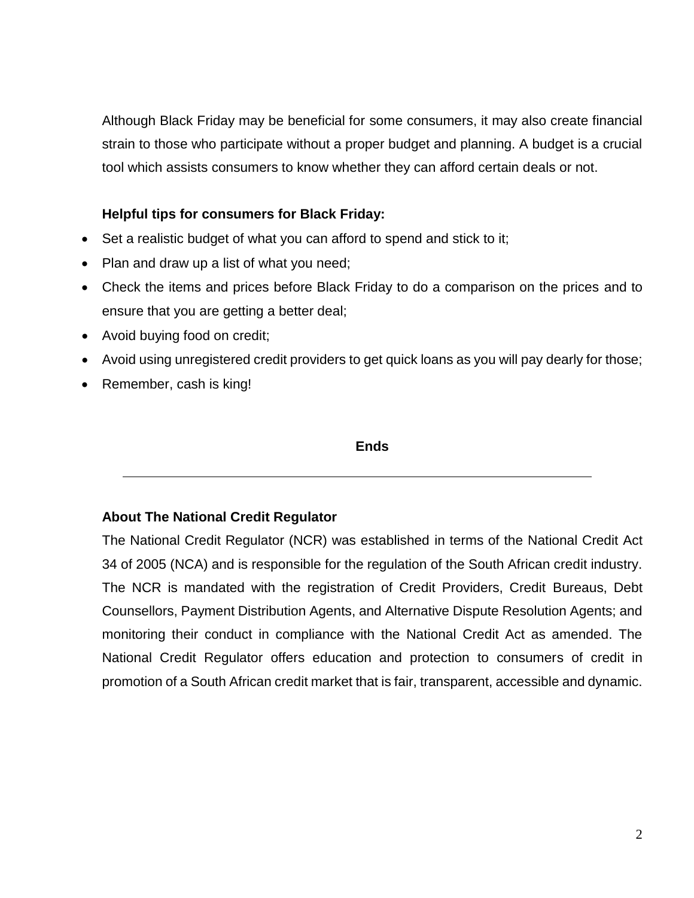Although Black Friday may be beneficial for some consumers, it may also create financial strain to those who participate without a proper budget and planning. A budget is a crucial tool which assists consumers to know whether they can afford certain deals or not.

**Helpful tips for consumers for Black Friday:**

- Set a realistic budget of what you can afford to spend and stick to it;
- Plan and draw up a list of what you need;
- Check the items and prices before Black Friday to do a comparison on the prices and to ensure that you are getting a better deal;
- Avoid buying food on credit;
- Avoid using unregistered credit providers to get quick loans as you will pay dearly for those;
- Remember, cash is king!

**Ends**

---

**About The National Credit Regulator**

The National Credit Regulator (NCR) was established in terms of the National Credit Act 34 of 2005 (NCA) and is responsible for the regulation of the South African credit industry. The NCR is mandated with the registration of Credit Providers, Credit Bureaus, Debt Counsellors, Payment Distribution Agents, and Alternative Dispute Resolution Agents; and monitoring their conduct in compliance with the National Credit Act as amended. The National Credit Regulator offers education and protection to consumers of credit in promotion of a South African credit market that is fair, transparent, accessible and dynamic.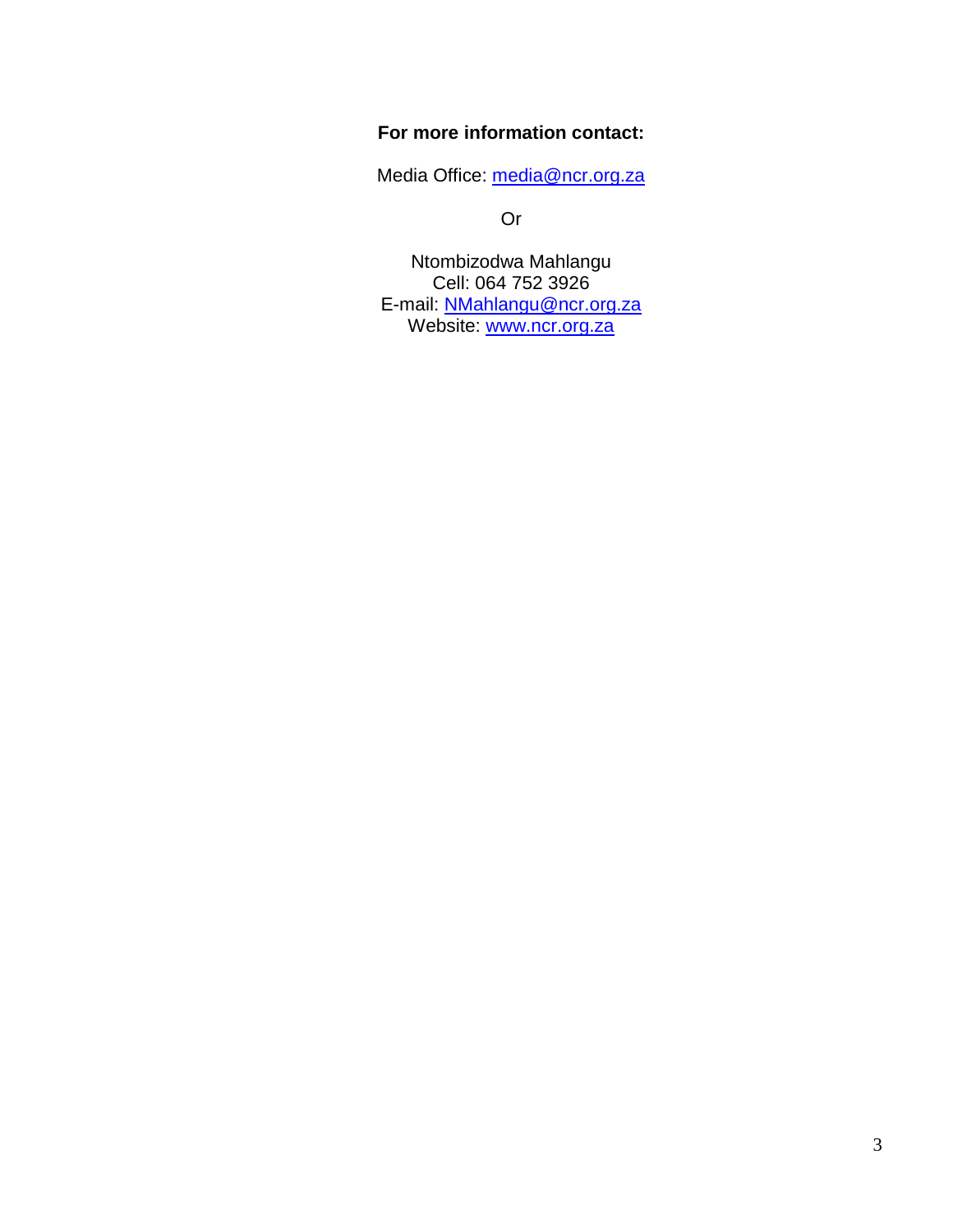**For more information contact:**

Media Office: media@ncr.org.za

Or

Ntombizodwa Mahlangu
Cell: 064 752 3926
E-mail: NMahlangu@ncr.org.za
Website: www.ncr.org.za